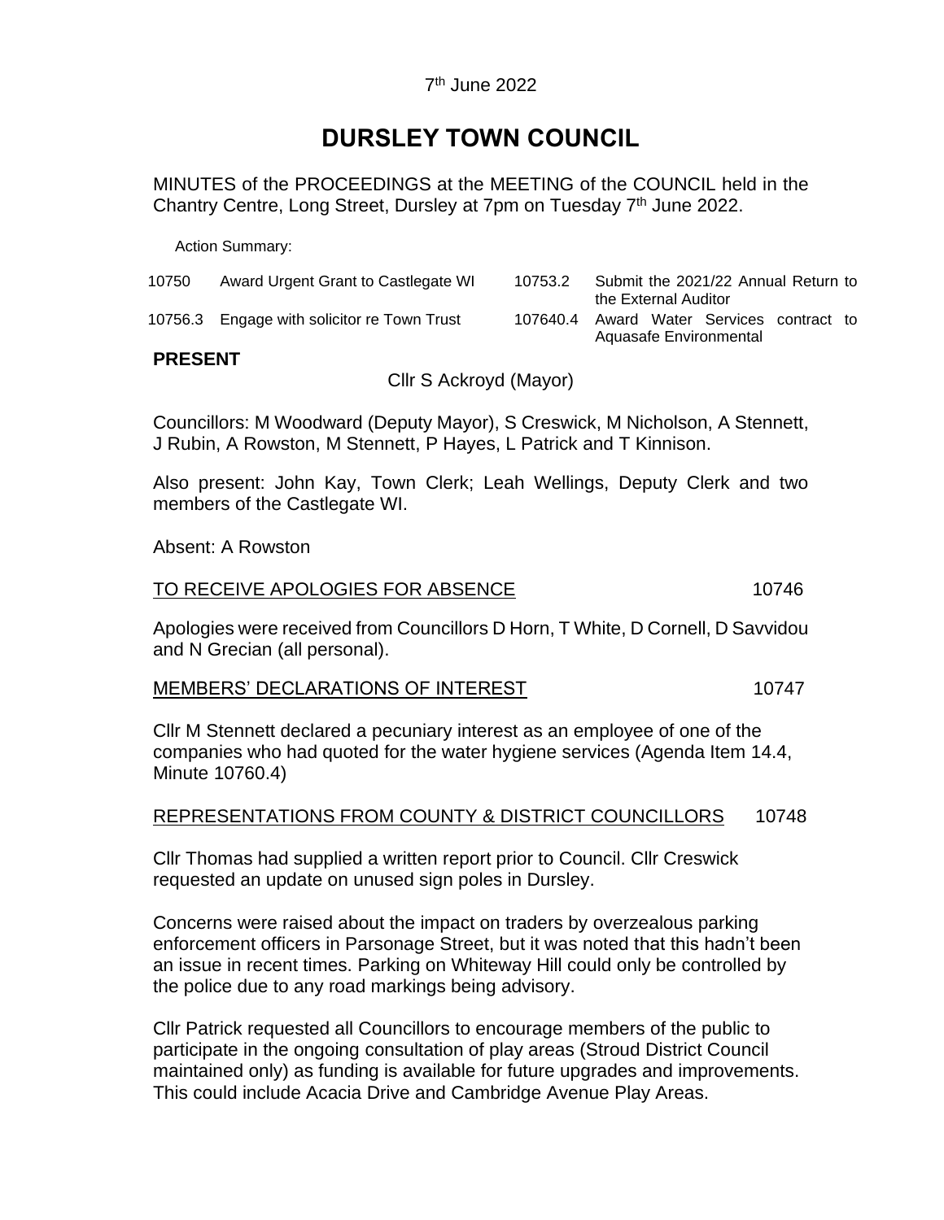7th June 2022

# DURSLEY TOWN COUNCIL

MINUTES of the PROCEEDINGS at the MEETING of the COUNCIL held in the Chantry Centre, Long Street, Dursley at 7pm on Tuesday 7th June 2022.

Action Summary:

| | | | |
|---|---|---|---|
| 10750 | Award Urgent Grant to Castlegate WI | 10753.2 | Submit the 2021/22 Annual Return to the External Auditor |
| 10756.3 | Engage with solicitor re Town Trust | 107640.4 | Award Water Services contract to Aquasafe Environmental |

**PRESENT**

Cllr S Ackroyd (Mayor)

Councillors: M Woodward (Deputy Mayor), S Creswick, M Nicholson, A Stennett, J Rubin, A Rowston, M Stennett, P Hayes, L Patrick and T Kinnison.

Also present: John Kay, Town Clerk; Leah Wellings, Deputy Clerk and two members of the Castlegate WI.

Absent: A Rowston

TO RECEIVE APOLOGIES FOR ABSENCE 10746

Apologies were received from Councillors D Horn, T White, D Cornell, D Savvidou and N Grecian (all personal).

MEMBERS' DECLARATIONS OF INTEREST 10747

Cllr M Stennett declared a pecuniary interest as an employee of one of the companies who had quoted for the water hygiene services (Agenda Item 14.4, Minute 10760.4)

REPRESENTATIONS FROM COUNTY & DISTRICT COUNCILLORS 10748

Cllr Thomas had supplied a written report prior to Council. Cllr Creswick requested an update on unused sign poles in Dursley.

Concerns were raised about the impact on traders by overzealous parking enforcement officers in Parsonage Street, but it was noted that this hadn't been an issue in recent times. Parking on Whiteway Hill could only be controlled by the police due to any road markings being advisory.

Cllr Patrick requested all Councillors to encourage members of the public to participate in the ongoing consultation of play areas (Stroud District Council maintained only) as funding is available for future upgrades and improvements. This could include Acacia Drive and Cambridge Avenue Play Areas.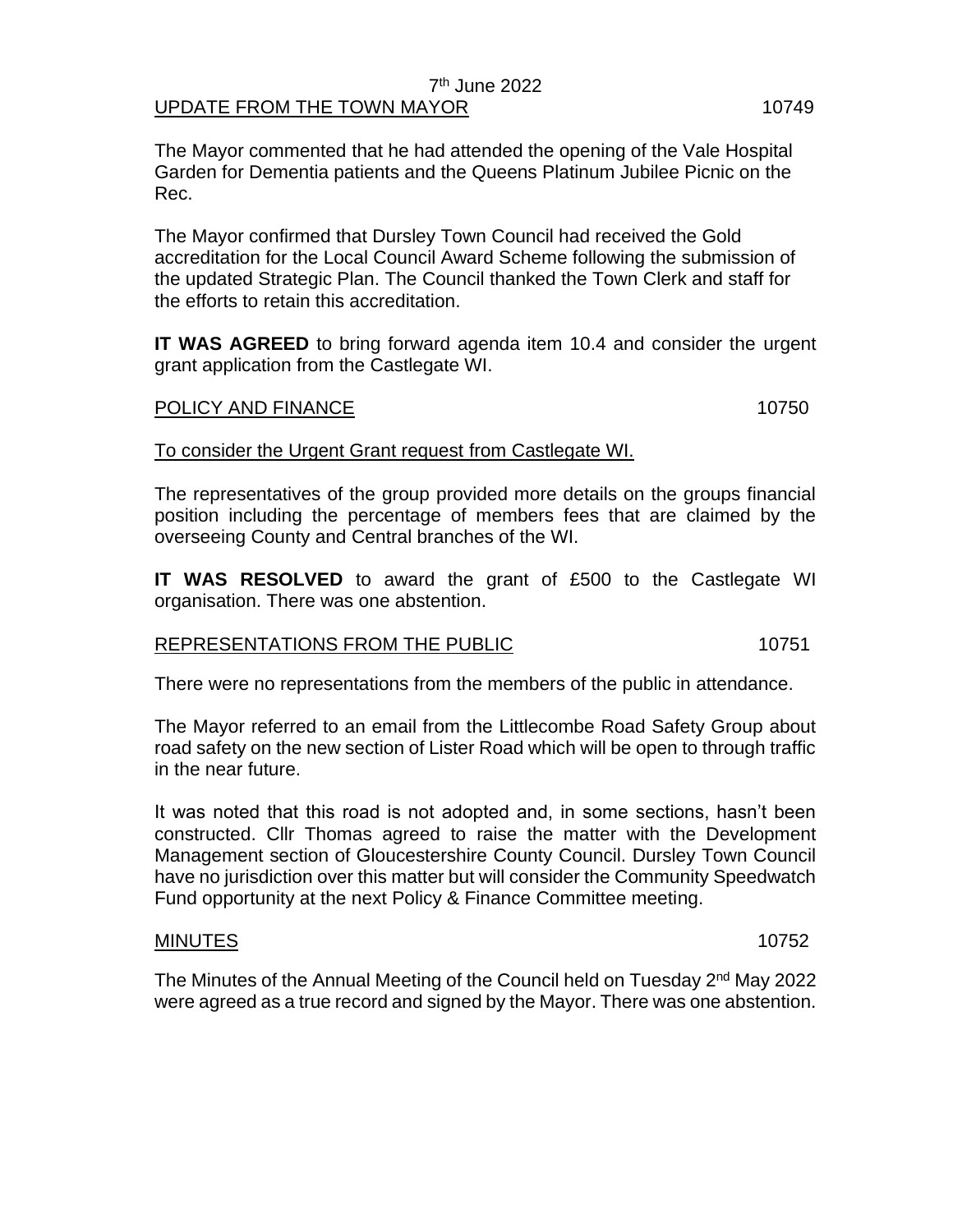7th June 2022

UPDATE FROM THE TOWN MAYOR 10749

The Mayor commented that he had attended the opening of the Vale Hospital Garden for Dementia patients and the Queens Platinum Jubilee Picnic on the Rec.

The Mayor confirmed that Dursley Town Council had received the Gold accreditation for the Local Council Award Scheme following the submission of the updated Strategic Plan. The Council thanked the Town Clerk and staff for the efforts to retain this accreditation.

**IT WAS AGREED** to bring forward agenda item 10.4 and consider the urgent grant application from the Castlegate WI.

POLICY AND FINANCE 10750

To consider the Urgent Grant request from Castlegate WI.

The representatives of the group provided more details on the groups financial position including the percentage of members fees that are claimed by the overseeing County and Central branches of the WI.

**IT WAS RESOLVED** to award the grant of £500 to the Castlegate WI organisation. There was one abstention.

REPRESENTATIONS FROM THE PUBLIC 10751

There were no representations from the members of the public in attendance.

The Mayor referred to an email from the Littlecombe Road Safety Group about road safety on the new section of Lister Road which will be open to through traffic in the near future.

It was noted that this road is not adopted and, in some sections, hasn't been constructed. Cllr Thomas agreed to raise the matter with the Development Management section of Gloucestershire County Council. Dursley Town Council have no jurisdiction over this matter but will consider the Community Speedwatch Fund opportunity at the next Policy & Finance Committee meeting.

MINUTES 10752

The Minutes of the Annual Meeting of the Council held on Tuesday 2nd May 2022 were agreed as a true record and signed by the Mayor. There was one abstention.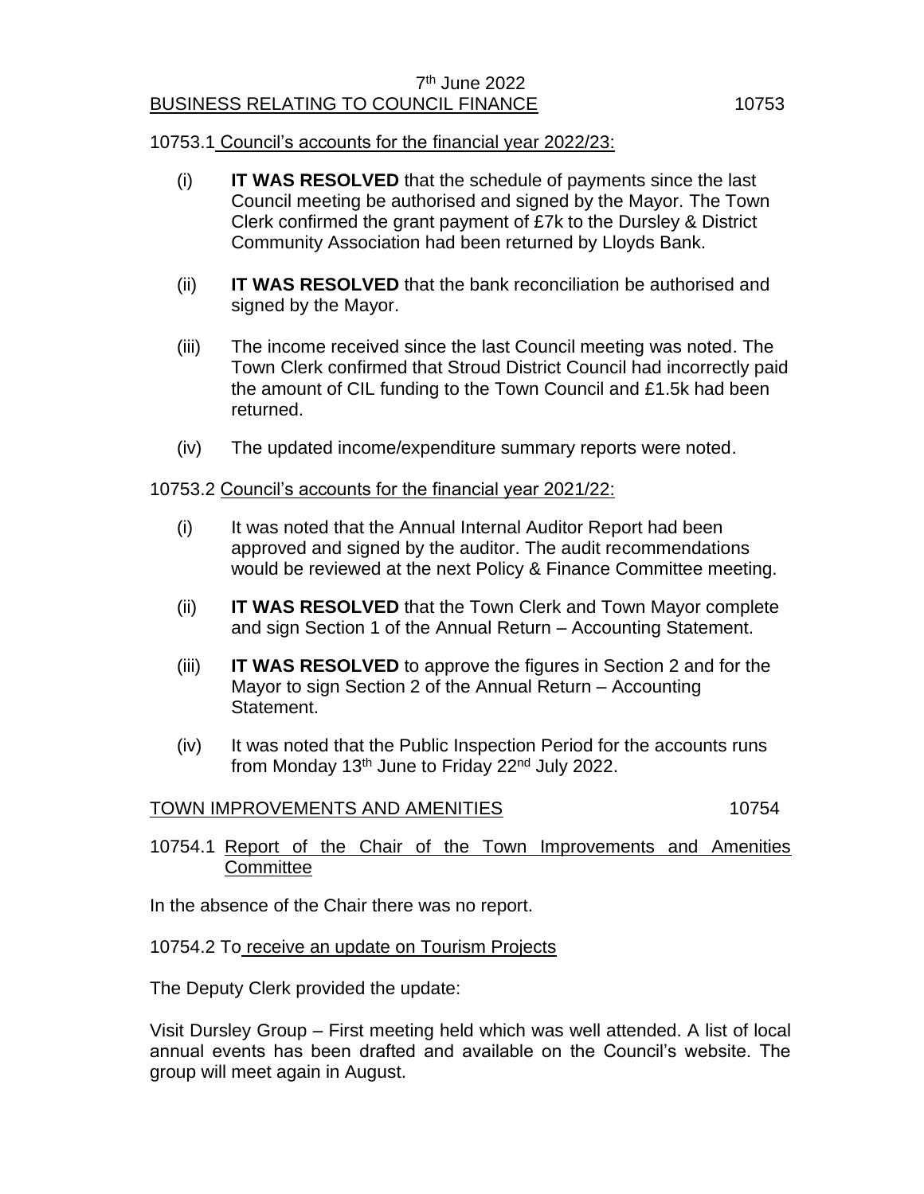7th June 2022

## BUSINESS RELATING TO COUNCIL FINANCE 10753

10753.1 Council's accounts for the financial year 2022/23:

(i) **IT WAS RESOLVED** that the schedule of payments since the last Council meeting be authorised and signed by the Mayor. The Town Clerk confirmed the grant payment of £7k to the Dursley & District Community Association had been returned by Lloyds Bank.

(ii) **IT WAS RESOLVED** that the bank reconciliation be authorised and signed by the Mayor.

(iii) The income received since the last Council meeting was noted. The Town Clerk confirmed that Stroud District Council had incorrectly paid the amount of CIL funding to the Town Council and £1.5k had been returned.

(iv) The updated income/expenditure summary reports were noted.

10753.2 Council's accounts for the financial year 2021/22:

(i) It was noted that the Annual Internal Auditor Report had been approved and signed by the auditor. The audit recommendations would be reviewed at the next Policy & Finance Committee meeting.

(ii) **IT WAS RESOLVED** that the Town Clerk and Town Mayor complete and sign Section 1 of the Annual Return – Accounting Statement.

(iii) **IT WAS RESOLVED** to approve the figures in Section 2 and for the Mayor to sign Section 2 of the Annual Return – Accounting Statement.

(iv) It was noted that the Public Inspection Period for the accounts runs from Monday 13th June to Friday 22nd July 2022.

## TOWN IMPROVEMENTS AND AMENITIES 10754

10754.1 Report of the Chair of the Town Improvements and Amenities Committee

In the absence of the Chair there was no report.

10754.2 To receive an update on Tourism Projects

The Deputy Clerk provided the update:

Visit Dursley Group – First meeting held which was well attended. A list of local annual events has been drafted and available on the Council's website. The group will meet again in August.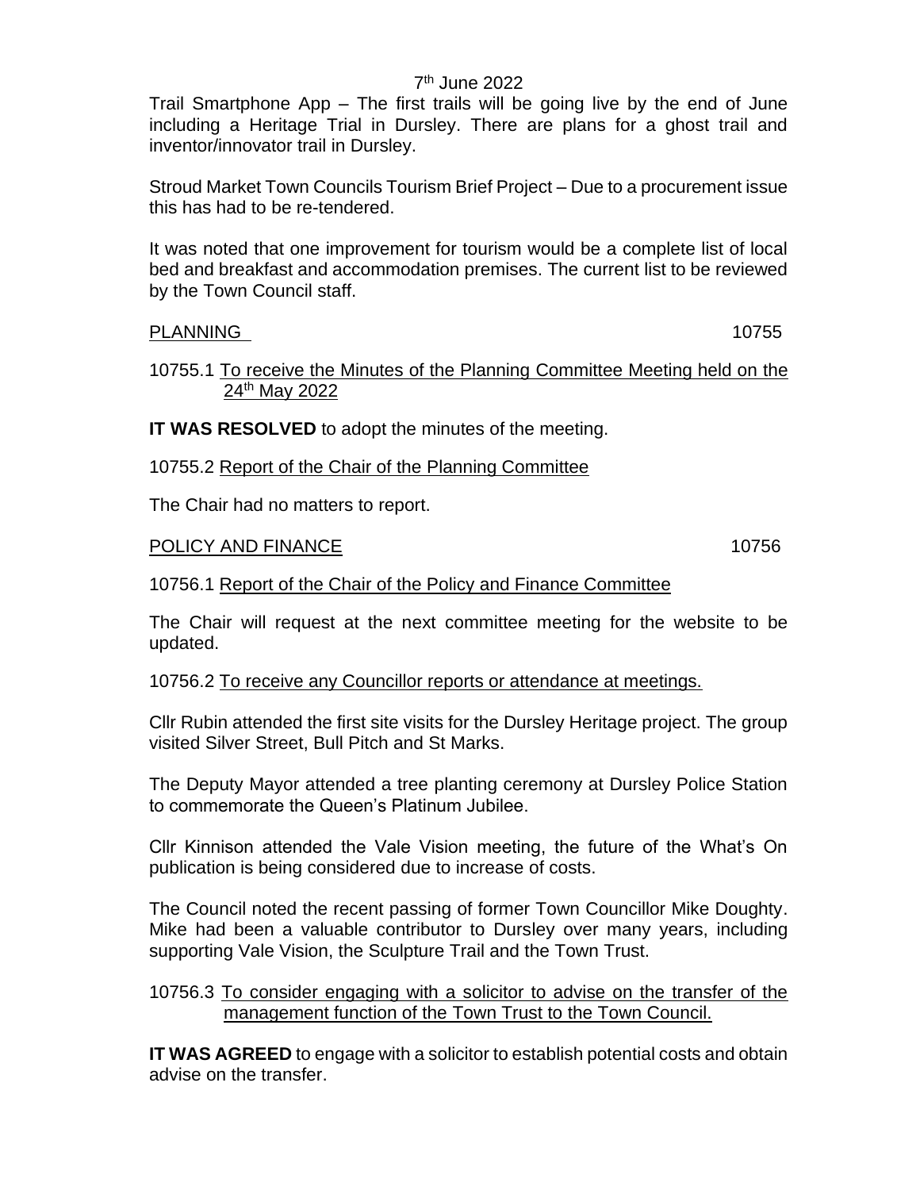7th June 2022

Trail Smartphone App – The first trails will be going live by the end of June including a Heritage Trial in Dursley. There are plans for a ghost trail and inventor/innovator trail in Dursley.

Stroud Market Town Councils Tourism Brief Project – Due to a procurement issue this has had to be re-tendered.

It was noted that one improvement for tourism would be a complete list of local bed and breakfast and accommodation premises. The current list to be reviewed by the Town Council staff.

PLANNING 10755

10755.1 To receive the Minutes of the Planning Committee Meeting held on the 24th May 2022

**IT WAS RESOLVED** to adopt the minutes of the meeting.

10755.2 Report of the Chair of the Planning Committee

The Chair had no matters to report.

POLICY AND FINANCE 10756

10756.1 Report of the Chair of the Policy and Finance Committee

The Chair will request at the next committee meeting for the website to be updated.

10756.2 To receive any Councillor reports or attendance at meetings.

Cllr Rubin attended the first site visits for the Dursley Heritage project. The group visited Silver Street, Bull Pitch and St Marks.

The Deputy Mayor attended a tree planting ceremony at Dursley Police Station to commemorate the Queen's Platinum Jubilee.

Cllr Kinnison attended the Vale Vision meeting, the future of the What's On publication is being considered due to increase of costs.

The Council noted the recent passing of former Town Councillor Mike Doughty. Mike had been a valuable contributor to Dursley over many years, including supporting Vale Vision, the Sculpture Trail and the Town Trust.

10756.3 To consider engaging with a solicitor to advise on the transfer of the management function of the Town Trust to the Town Council.

**IT WAS AGREED** to engage with a solicitor to establish potential costs and obtain advise on the transfer.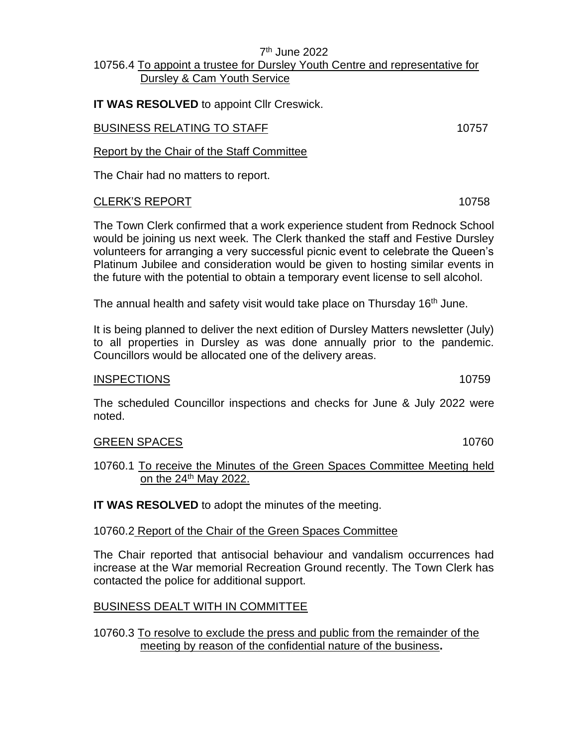7th June 2022

10756.4 To appoint a trustee for Dursley Youth Centre and representative for Dursley & Cam Youth Service

**IT WAS RESOLVED** to appoint Cllr Creswick.

BUSINESS RELATING TO STAFF 10757

Report by the Chair of the Staff Committee

The Chair had no matters to report.

CLERK'S REPORT 10758

The Town Clerk confirmed that a work experience student from Rednock School would be joining us next week. The Clerk thanked the staff and Festive Dursley volunteers for arranging a very successful picnic event to celebrate the Queen's Platinum Jubilee and consideration would be given to hosting similar events in the future with the potential to obtain a temporary event license to sell alcohol.

The annual health and safety visit would take place on Thursday 16th June.

It is being planned to deliver the next edition of Dursley Matters newsletter (July) to all properties in Dursley as was done annually prior to the pandemic. Councillors would be allocated one of the delivery areas.

INSPECTIONS 10759

The scheduled Councillor inspections and checks for June & July 2022 were noted.

GREEN SPACES 10760

10760.1 To receive the Minutes of the Green Spaces Committee Meeting held on the 24th May 2022.

**IT WAS RESOLVED** to adopt the minutes of the meeting.

10760.2 Report of the Chair of the Green Spaces Committee

The Chair reported that antisocial behaviour and vandalism occurrences had increase at the War memorial Recreation Ground recently. The Town Clerk has contacted the police for additional support.

BUSINESS DEALT WITH IN COMMITTEE

10760.3 To resolve to exclude the press and public from the remainder of the meeting by reason of the confidential nature of the business**.**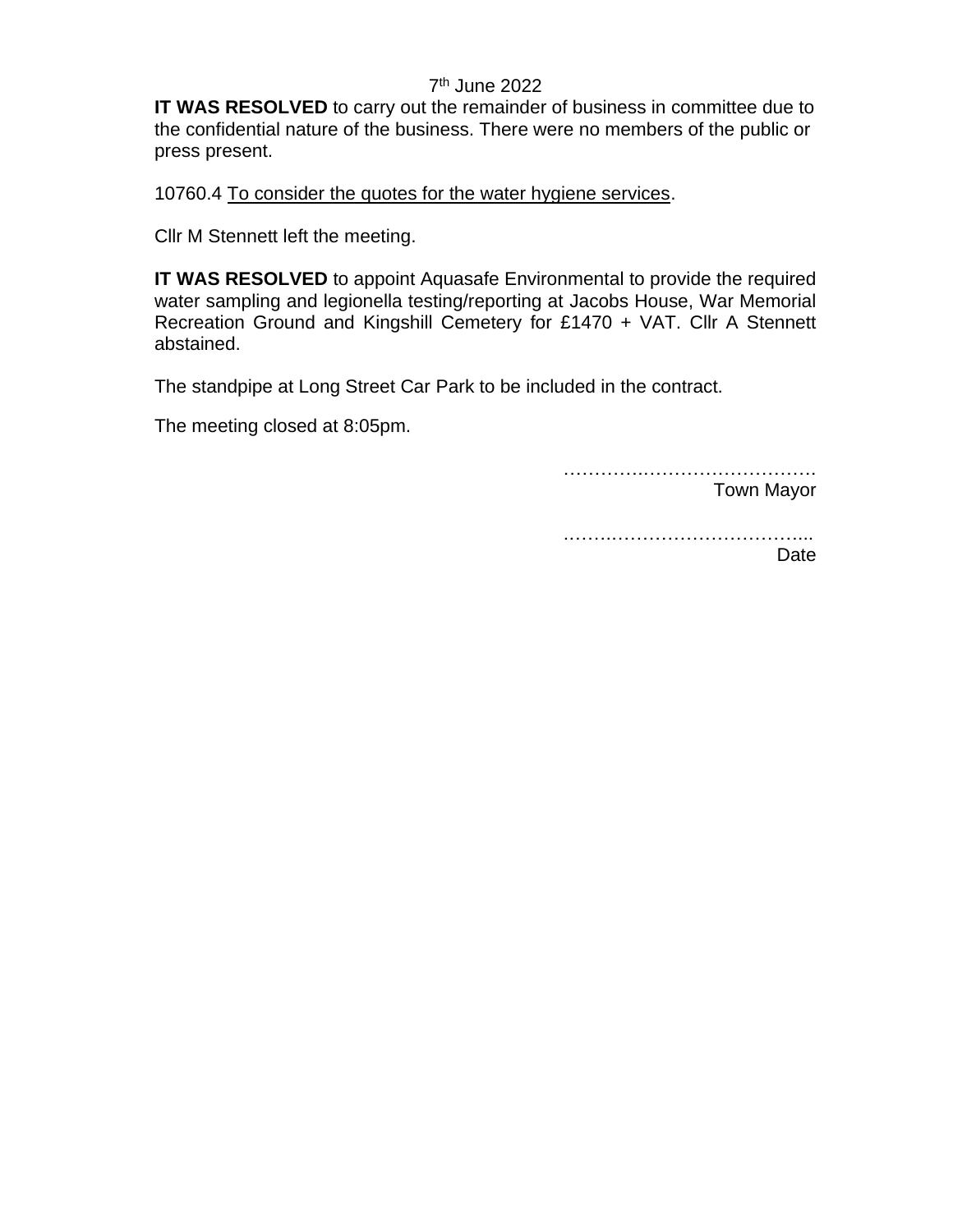**IT WAS RESOLVED** to carry out the remainder of business in committee due to the confidential nature of the business. There were no members of the public or press present.

10760.4 To consider the quotes for the water hygiene services.

Cllr M Stennett left the meeting.

**IT WAS RESOLVED** to appoint Aquasafe Environmental to provide the required water sampling and legionella testing/reporting at Jacobs House, War Memorial Recreation Ground and Kingshill Cemetery for £1470 + VAT. Cllr A Stennett abstained.

The standpipe at Long Street Car Park to be included in the contract.

The meeting closed at 8:05pm.

……………………………………
Town Mayor

…………………………………...
Date